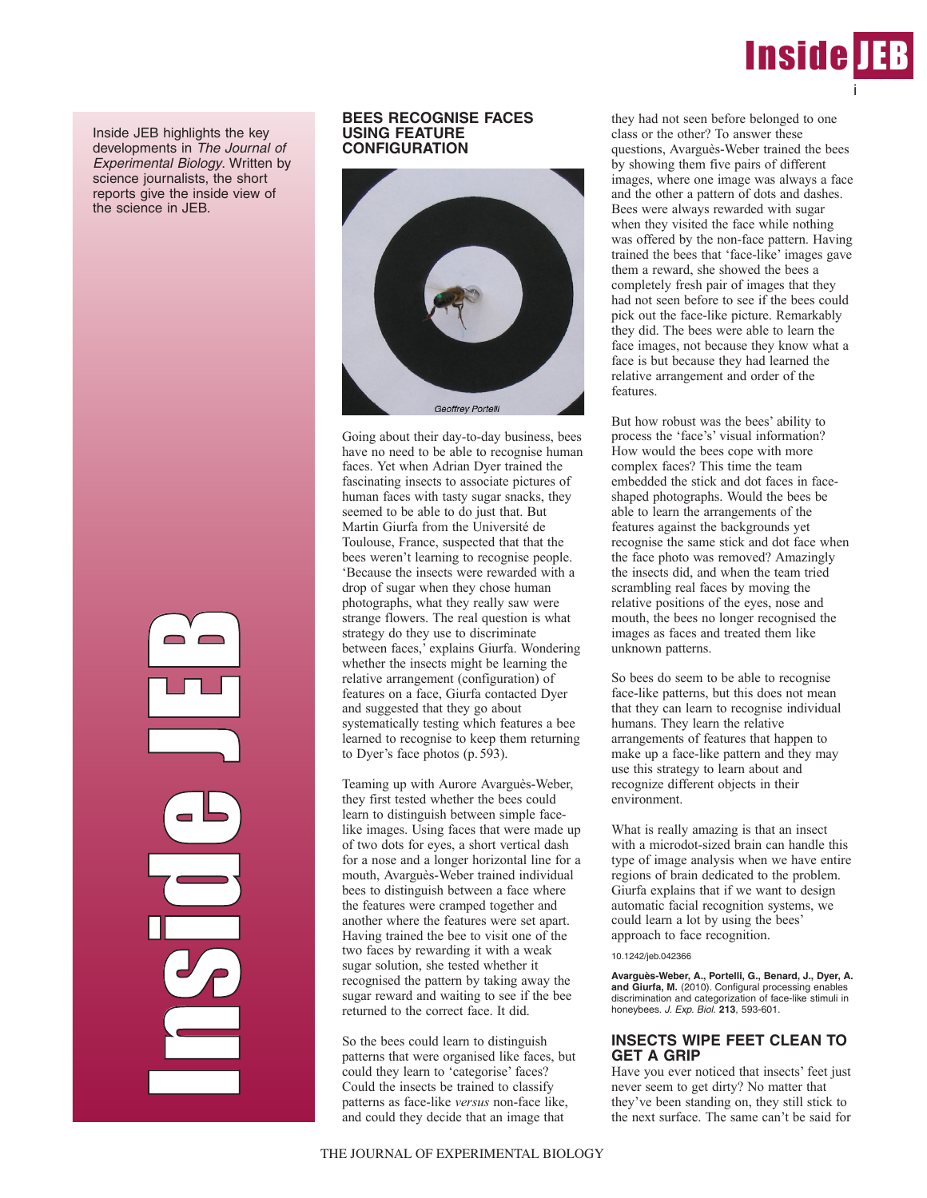Inside JEB highlights the key developments in *The Journal of Experimental Biology*. Written by science journalists, the short reports give the inside view of the science in JEB.

## BEES RECOGNISE FACES USING FEATURE CONFIGURATION

Geoffrey Portelli

Going about their day-to-day business, bees have no need to be able to recognise human faces. Yet when Adrian Dyer trained the fascinating insects to associate pictures of human faces with tasty sugar snacks, they seemed to be able to do just that. But Martin Giurfa from the Université de Toulouse, France, suspected that that the bees weren't learning to recognise people. 'Because the insects were rewarded with a drop of sugar when they chose human photographs, what they really saw were strange flowers. The real question is what strategy do they use to discriminate between faces,' explains Giurfa. Wondering whether the insects might be learning the relative arrangement (configuration) of features on a face, Giurfa contacted Dyer and suggested that they go about systematically testing which features a bee learned to recognise to keep them returning to Dyer's face photos (p. 593).

Teaming up with Aurore Avarguès-Weber, they first tested whether the bees could learn to distinguish between simple face-like images. Using faces that were made up of two dots for eyes, a short vertical dash for a nose and a longer horizontal line for a mouth, Avarguès-Weber trained individual bees to distinguish between a face where the features were cramped together and another where the features were set apart. Having trained the bee to visit one of the two faces by rewarding it with a weak sugar solution, she tested whether it recognised the pattern by taking away the sugar reward and waiting to see if the bee returned to the correct face. It did.

So the bees could learn to distinguish patterns that were organised like faces, but could they learn to 'categorise' faces? Could the insects be trained to classify patterns as face-like *versus* non-face like, and could they decide that an image that they had not seen before belonged to one class or the other? To answer these questions, Avarguès-Weber trained the bees by showing them five pairs of different images, where one image was always a face and the other a pattern of dots and dashes. Bees were always rewarded with sugar when they visited the face while nothing was offered by the non-face pattern. Having trained the bees that 'face-like' images gave them a reward, she showed the bees a completely fresh pair of images that they had not seen before to see if the bees could pick out the face-like picture. Remarkably they did. The bees were able to learn the face images, not because they know what a face is but because they had learned the relative arrangement and order of the features.

But how robust was the bees' ability to process the 'face's' visual information? How would the bees cope with more complex faces? This time the team embedded the stick and dot faces in face-shaped photographs. Would the bees be able to learn the arrangements of the features against the backgrounds yet recognise the same stick and dot face when the face photo was removed? Amazingly the insects did, and when the team tried scrambling real faces by moving the relative positions of the eyes, nose and mouth, the bees no longer recognised the images as faces and treated them like unknown patterns.

So bees do seem to be able to recognise face-like patterns, but this does not mean that they can learn to recognise individual humans. They learn the relative arrangements of features that happen to make up a face-like pattern and they may use this strategy to learn about and recognize different objects in their environment.

What is really amazing is that an insect with a microdot-sized brain can handle this type of image analysis when we have entire regions of brain dedicated to the problem. Giurfa explains that if we want to design automatic facial recognition systems, we could learn a lot by using the bees' approach to face recognition.

10.1242/jeb.042366

**Avarguès-Weber, A., Portelli, G., Benard, J., Dyer, A. and Giurfa, M.** (2010). Configural processing enables discrimination and categorization of face-like stimuli in honeybees. *J. Exp. Biol.* **213**, 593-601.

## INSECTS WIPE FEET CLEAN TO GET A GRIP

Have you ever noticed that insects' feet just never seem to get dirty? No matter that they've been standing on, they still stick to the next surface. The same can't be said for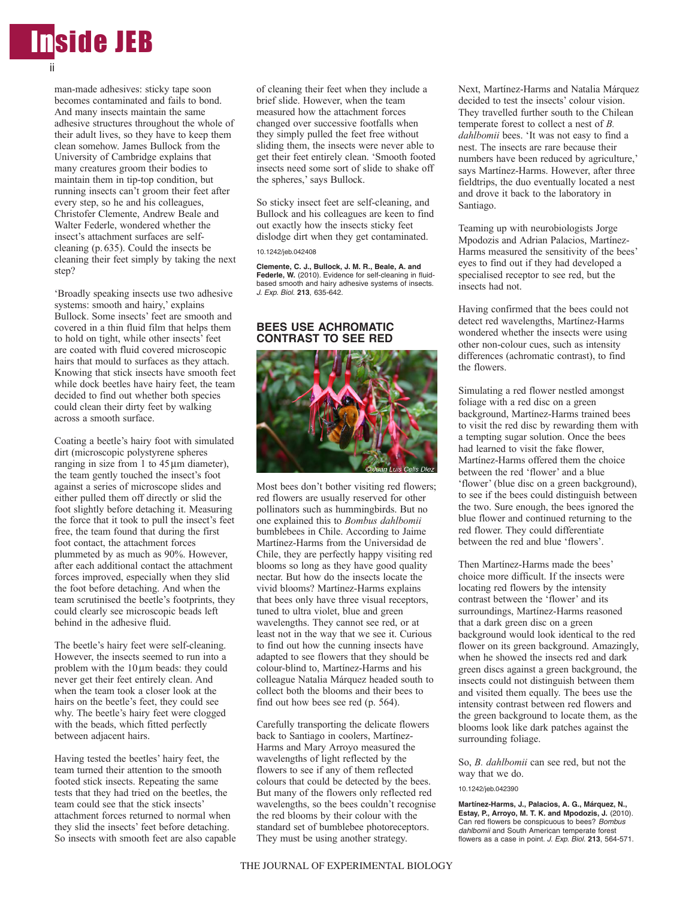man-made adhesives: sticky tape soon becomes contaminated and fails to bond. And many insects maintain the same adhesive structures throughout the whole of their adult lives, so they have to keep them clean somehow. James Bullock from the University of Cambridge explains that many creatures groom their bodies to maintain them in tip-top condition, but running insects can't groom their feet after every step, so he and his colleagues, Christofer Clemente, Andrew Beale and Walter Federle, wondered whether the insect's attachment surfaces are self-cleaning (p. 635). Could the insects be cleaning their feet simply by taking the next step?

'Broadly speaking insects use two adhesive systems: smooth and hairy,' explains Bullock. Some insects' feet are smooth and covered in a thin fluid film that helps them to hold on tight, while other insects' feet are coated with fluid covered microscopic hairs that mould to surfaces as they attach. Knowing that stick insects have smooth feet while dock beetles have hairy feet, the team decided to find out whether both species could clean their dirty feet by walking across a smooth surface.

Coating a beetle's hairy foot with simulated dirt (microscopic polystyrene spheres ranging in size from 1 to 45 μm diameter), the team gently touched the insect's foot against a series of microscope slides and either pulled them off directly or slid the foot slightly before detaching it. Measuring the force that it took to pull the insect's feet free, the team found that during the first foot contact, the attachment forces plummeted by as much as 90%. However, after each additional contact the attachment forces improved, especially when they slid the foot before detaching. And when the team scrutinised the beetle's footprints, they could clearly see microscopic beads left behind in the adhesive fluid.

The beetle's hairy feet were self-cleaning. However, the insects seemed to run into a problem with the 10 μm beads: they could never get their feet entirely clean. And when the team took a closer look at the hairs on the beetle's feet, they could see why. The beetle's hairy feet were clogged with the beads, which fitted perfectly between adjacent hairs.

Having tested the beetles' hairy feet, the team turned their attention to the smooth footed stick insects. Repeating the same tests that they had tried on the beetles, the team could see that the stick insects' attachment forces returned to normal when they slid the insects' feet before detaching. So insects with smooth feet are also capable of cleaning their feet when they include a brief slide. However, when the team measured how the attachment forces changed over successive footfalls when they simply pulled the feet free without sliding them, the insects were never able to get their feet entirely clean. 'Smooth footed insects need some sort of slide to shake off the spheres,' says Bullock.

So sticky insect feet are self-cleaning, and Bullock and his colleagues are keen to find out exactly how the insects sticky feet dislodge dirt when they get contaminated.

10.1242/jeb.042408

**Clemente, C. J., Bullock, J. M. R., Beale, A. and Federle, W.** (2010). Evidence for self-cleaning in fluid-based smooth and hairy adhesive systems of insects. *J. Exp. Biol.* **213**, 635-642.

## BEES USE ACHROMATIC CONTRAST TO SEE RED

©Juan Luis Celis Diez

Most bees don't bother visiting red flowers; red flowers are usually reserved for other pollinators such as hummingbirds. But no one explained this to *Bombus dahlbomii* bumblebees in Chile. According to Jaime Martínez-Harms from the Universidad de Chile, they are perfectly happy visiting red blooms so long as they have good quality nectar. But how do the insects locate the vivid blooms? Martínez-Harms explains that bees only have three visual receptors, tuned to ultra violet, blue and green wavelengths. They cannot see red, or at least not in the way that we see it. Curious to find out how the cunning insects have adapted to see flowers that they should be colour-blind to, Martínez-Harms and his colleague Natalia Márquez headed south to collect both the blooms and their bees to find out how bees see red (p. 564).

Carefully transporting the delicate flowers back to Santiago in coolers, Martínez-Harms and Mary Arroyo measured the wavelengths of light reflected by the flowers to see if any of them reflected colours that could be detected by the bees. But many of the flowers only reflected red wavelengths, so the bees couldn't recognise the red blooms by their colour with the standard set of bumblebee photoreceptors. They must be using another strategy.

Next, Martínez-Harms and Natalia Márquez decided to test the insects' colour vision. They travelled further south to the Chilean temperate forest to collect a nest of *B. dahlbomii* bees. 'It was not easy to find a nest. The insects are rare because their numbers have been reduced by agriculture,' says Martínez-Harms. However, after three fieldtrips, the duo eventually located a nest and drove it back to the laboratory in Santiago.

Teaming up with neurobiologists Jorge Mpodozis and Adrian Palacios, Martínez-Harms measured the sensitivity of the bees' eyes to find out if they had developed a specialised receptor to see red, but the insects had not.

Having confirmed that the bees could not detect red wavelengths, Martínez-Harms wondered whether the insects were using other non-colour cues, such as intensity differences (achromatic contrast), to find the flowers.

Simulating a red flower nestled amongst foliage with a red disc on a green background, Martínez-Harms trained bees to visit the red disc by rewarding them with a tempting sugar solution. Once the bees had learned to visit the fake flower, Martínez-Harms offered them the choice between the red 'flower' and a blue 'flower' (blue disc on a green background), to see if the bees could distinguish between the two. Sure enough, the bees ignored the blue flower and continued returning to the red flower. They could differentiate between the red and blue 'flowers'.

Then Martínez-Harms made the bees' choice more difficult. If the insects were locating red flowers by the intensity contrast between the 'flower' and its surroundings, Martínez-Harms reasoned that a dark green disc on a green background would look identical to the red flower on its green background. Amazingly, when he showed the insects red and dark green discs against a green background, the insects could not distinguish between them and visited them equally. The bees use the intensity contrast between red flowers and the green background to locate them, as the blooms look like dark patches against the surrounding foliage.

So, *B. dahlbomii* can see red, but not the way that we do.

10.1242/jeb.042390

**Martínez-Harms, J., Palacios, A. G., Márquez, N., Estay, P., Arroyo, M. T. K. and Mpodozis, J.** (2010). Can red flowers be conspicuous to bees? *Bombus dahlbomii* and South American temperate forest flowers as a case in point. *J. Exp. Biol.* **213**, 564-571.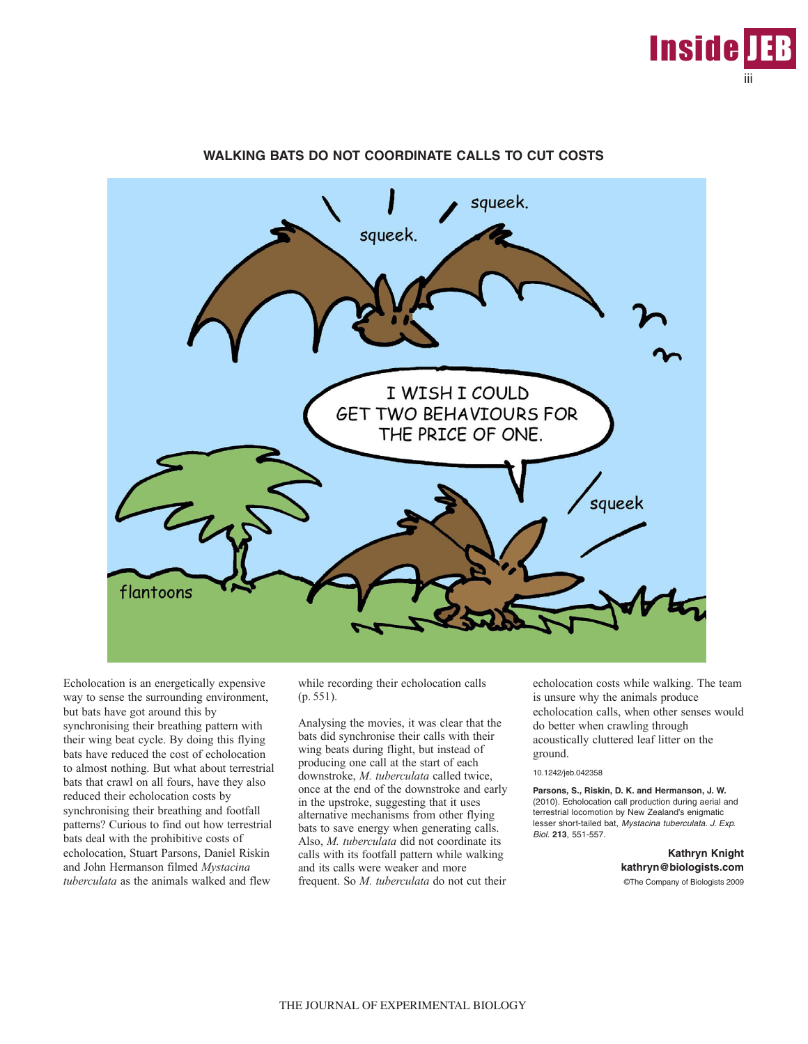## WALKING BATS DO NOT COORDINATE CALLS TO CUT COSTS

Echolocation is an energetically expensive way to sense the surrounding environment, but bats have got around this by synchronising their breathing pattern with their wing beat cycle. By doing this flying bats have reduced the cost of echolocation to almost nothing. But what about terrestrial bats that crawl on all fours, have they also reduced their echolocation costs by synchronising their breathing and footfall patterns? Curious to find out how terrestrial bats deal with the prohibitive costs of echolocation, Stuart Parsons, Daniel Riskin and John Hermanson filmed *Mystacina tuberculata* as the animals walked and flew while recording their echolocation calls (p. 551).

Analysing the movies, it was clear that the bats did synchronise their calls with their wing beats during flight, but instead of producing one call at the start of each downstroke, *M. tuberculata* called twice, once at the end of the downstroke and early in the upstroke, suggesting that it uses alternative mechanisms from other flying bats to save energy when generating calls. Also, *M. tuberculata* did not coordinate its calls with its footfall pattern while walking and its calls were weaker and more frequent. So *M. tuberculata* do not cut their echolocation costs while walking. The team is unsure why the animals produce echolocation calls, when other senses would do better when crawling through acoustically cluttered leaf litter on the ground.

10.1242/jeb.042358

**Parsons, S., Riskin, D. K. and Hermanson, J. W.** (2010). Echolocation call production during aerial and terrestrial locomotion by New Zealand's enigmatic lesser short-tailed bat, *Mystacina tuberculata*. *J. Exp. Biol.* **213**, 551-557.

**Kathryn Knight**
**kathryn@biologists.com**
©The Company of Biologists 2009